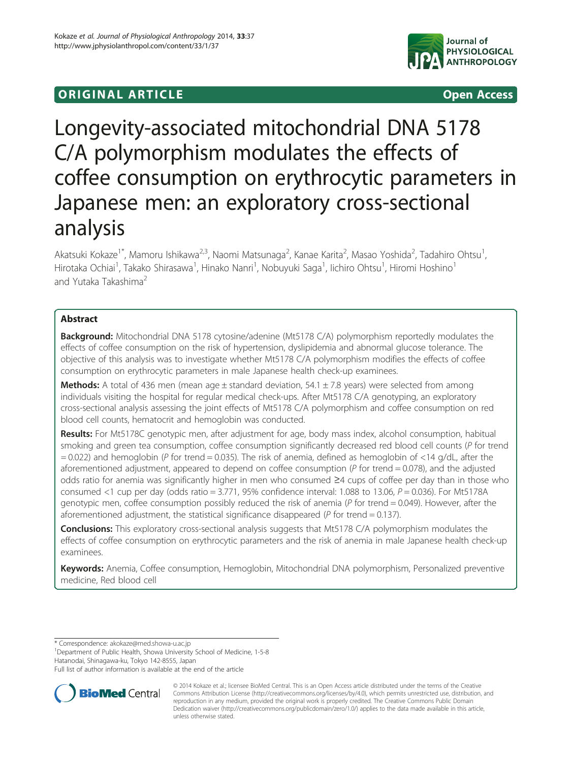ORIGINAL ARTICLE Open Access

# Longevity-associated mitochondrial DNA 5178 C/A polymorphism modulates the effects of coffee consumption on erythrocytic parameters in Japanese men: an exploratory cross-sectional analysis

Akatsuki Kokaze[1*], Mamoru Ishikawa[2,3], Naomi Matsunaga[2], Kanae Karita[2], Masao Yoshida[2], Tadahiro Ohtsu[1], Hirotaka Ochiai[1], Takako Shirasawa[1], Hinako Nanri[1], Nobuyuki Saga[1], Iichiro Ohtsu[1], Hiromi Hoshino[1] and Yutaka Takashima[2]

## Abstract

**Background:** Mitochondrial DNA 5178 cytosine/adenine (Mt5178 C/A) polymorphism reportedly modulates the effects of coffee consumption on the risk of hypertension, dyslipidemia and abnormal glucose tolerance. The objective of this analysis was to investigate whether Mt5178 C/A polymorphism modifies the effects of coffee consumption on erythrocytic parameters in male Japanese health check-up examinees.

**Methods:** A total of 436 men (mean age ± standard deviation, 54.1 ± 7.8 years) were selected from among individuals visiting the hospital for regular medical check-ups. After Mt5178 C/A genotyping, an exploratory cross-sectional analysis assessing the joint effects of Mt5178 C/A polymorphism and coffee consumption on red blood cell counts, hematocrit and hemoglobin was conducted.

**Results:** For Mt5178C genotypic men, after adjustment for age, body mass index, alcohol consumption, habitual smoking and green tea consumption, coffee consumption significantly decreased red blood cell counts (*P* for trend = 0.022) and hemoglobin (*P* for trend = 0.035). The risk of anemia, defined as hemoglobin of <14 g/dL, after the aforementioned adjustment, appeared to depend on coffee consumption (*P* for trend = 0.078), and the adjusted odds ratio for anemia was significantly higher in men who consumed ≥4 cups of coffee per day than in those who consumed <1 cup per day (odds ratio = 3.771, 95% confidence interval: 1.088 to 13.06, *P* = 0.036). For Mt5178A genotypic men, coffee consumption possibly reduced the risk of anemia (*P* for trend = 0.049). However, after the aforementioned adjustment, the statistical significance disappeared (*P* for trend = 0.137).

**Conclusions:** This exploratory cross-sectional analysis suggests that Mt5178 C/A polymorphism modulates the effects of coffee consumption on erythrocytic parameters and the risk of anemia in male Japanese health check-up examinees.

**Keywords:** Anemia, Coffee consumption, Hemoglobin, Mitochondrial DNA polymorphism, Personalized preventive medicine, Red blood cell

\* Correspondence: akokaze@med.showa-u.ac.jp
[1]Department of Public Health, Showa University School of Medicine, 1-5-8 Hatanodai, Shinagawa-ku, Tokyo 142-8555, Japan
Full list of author information is available at the end of the article

© 2014 Kokaze et al.; licensee BioMed Central. This is an Open Access article distributed under the terms of the Creative Commons Attribution License (http://creativecommons.org/licenses/by/4.0), which permits unrestricted use, distribution, and reproduction in any medium, provided the original work is properly credited. The Creative Commons Public Domain Dedication waiver (http://creativecommons.org/publicdomain/zero/1.0/) applies to the data made available in this article, unless otherwise stated.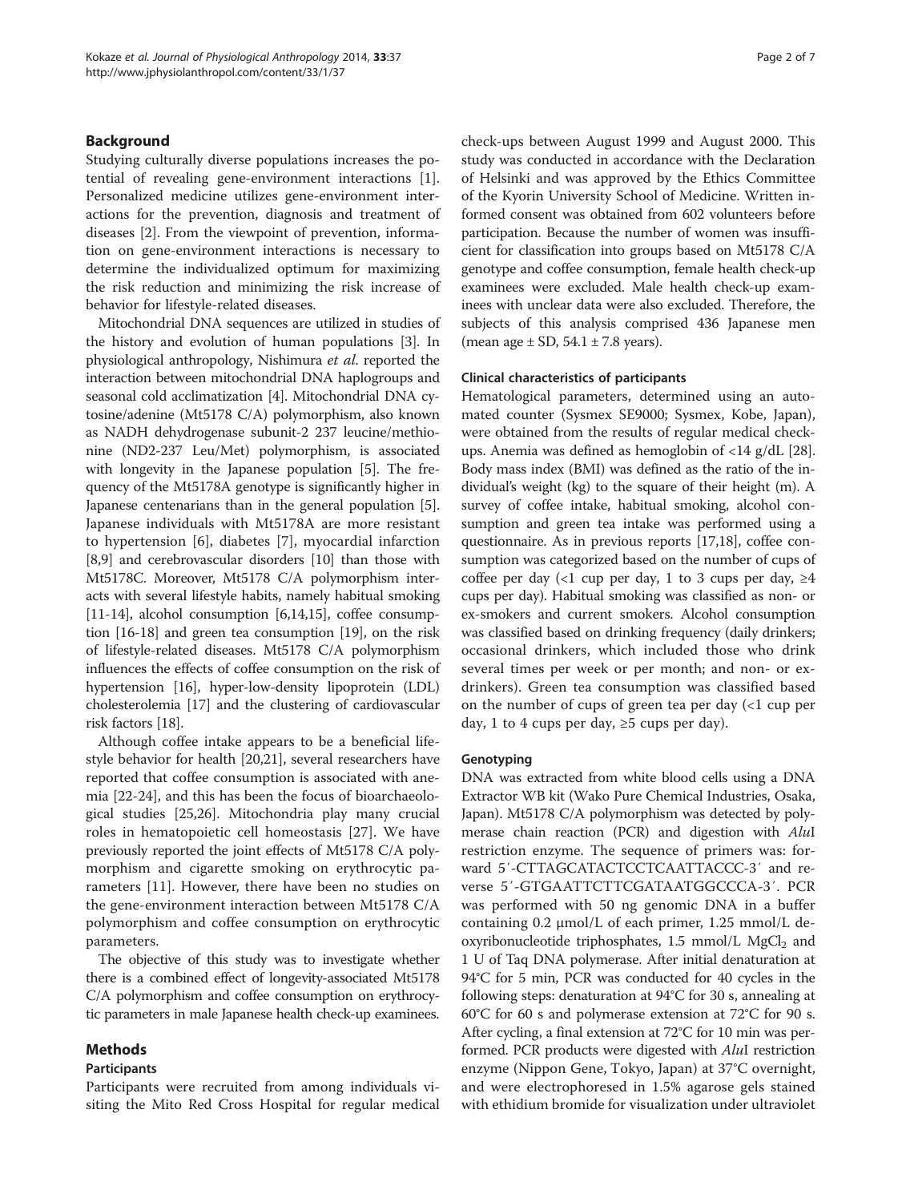## Background

Studying culturally diverse populations increases the potential of revealing gene-environment interactions [1]. Personalized medicine utilizes gene-environment interactions for the prevention, diagnosis and treatment of diseases [2]. From the viewpoint of prevention, information on gene-environment interactions is necessary to determine the individualized optimum for maximizing the risk reduction and minimizing the risk increase of behavior for lifestyle-related diseases.

Mitochondrial DNA sequences are utilized in studies of the history and evolution of human populations [3]. In physiological anthropology, Nishimura *et al.* reported the interaction between mitochondrial DNA haplogroups and seasonal cold acclimatization [4]. Mitochondrial DNA cytosine/adenine (Mt5178 C/A) polymorphism, also known as NADH dehydrogenase subunit-2 237 leucine/methionine (ND2-237 Leu/Met) polymorphism, is associated with longevity in the Japanese population [5]. The frequency of the Mt5178A genotype is significantly higher in Japanese centenarians than in the general population [5]. Japanese individuals with Mt5178A are more resistant to hypertension [6], diabetes [7], myocardial infarction [8,9] and cerebrovascular disorders [10] than those with Mt5178C. Moreover, Mt5178 C/A polymorphism interacts with several lifestyle habits, namely habitual smoking [11-14], alcohol consumption [6,14,15], coffee consumption [16-18] and green tea consumption [19], on the risk of lifestyle-related diseases. Mt5178 C/A polymorphism influences the effects of coffee consumption on the risk of hypertension [16], hyper-low-density lipoprotein (LDL) cholesterolemia [17] and the clustering of cardiovascular risk factors [18].

Although coffee intake appears to be a beneficial lifestyle behavior for health [20,21], several researchers have reported that coffee consumption is associated with anemia [22-24], and this has been the focus of bioarchaeological studies [25,26]. Mitochondria play many crucial roles in hematopoietic cell homeostasis [27]. We have previously reported the joint effects of Mt5178 C/A polymorphism and cigarette smoking on erythrocytic parameters [11]. However, there have been no studies on the gene-environment interaction between Mt5178 C/A polymorphism and coffee consumption on erythrocytic parameters.

The objective of this study was to investigate whether there is a combined effect of longevity-associated Mt5178 C/A polymorphism and coffee consumption on erythrocytic parameters in male Japanese health check-up examinees.

## Methods

### Participants

Participants were recruited from among individuals visiting the Mito Red Cross Hospital for regular medical check-ups between August 1999 and August 2000. This study was conducted in accordance with the Declaration of Helsinki and was approved by the Ethics Committee of the Kyorin University School of Medicine. Written informed consent was obtained from 602 volunteers before participation. Because the number of women was insufficient for classification into groups based on Mt5178 C/A genotype and coffee consumption, female health check-up examinees were excluded. Male health check-up examinees with unclear data were also excluded. Therefore, the subjects of this analysis comprised 436 Japanese men (mean age ± SD, 54.1 ± 7.8 years).

### Clinical characteristics of participants

Hematological parameters, determined using an automated counter (Sysmex SE9000; Sysmex, Kobe, Japan), were obtained from the results of regular medical check-ups. Anemia was defined as hemoglobin of <14 g/dL [28]. Body mass index (BMI) was defined as the ratio of the individual's weight (kg) to the square of their height (m). A survey of coffee intake, habitual smoking, alcohol consumption and green tea intake was performed using a questionnaire. As in previous reports [17,18], coffee consumption was categorized based on the number of cups of coffee per day (<1 cup per day, 1 to 3 cups per day, ≥4 cups per day). Habitual smoking was classified as non- or ex-smokers and current smokers. Alcohol consumption was classified based on drinking frequency (daily drinkers; occasional drinkers, which included those who drink several times per week or per month; and non- or ex-drinkers). Green tea consumption was classified based on the number of cups of green tea per day (<1 cup per day, 1 to 4 cups per day, ≥5 cups per day).

### Genotyping

DNA was extracted from white blood cells using a DNA Extractor WB kit (Wako Pure Chemical Industries, Osaka, Japan). Mt5178 C/A polymorphism was detected by polymerase chain reaction (PCR) and digestion with *Alu*I restriction enzyme. The sequence of primers was: forward 5′-CTTAGCATACTCCTCAATTACCC-3′ and reverse 5′-GTGAATTCTTCGATAATGGCCCA-3′. PCR was performed with 50 ng genomic DNA in a buffer containing 0.2 μmol/L of each primer, 1.25 mmol/L deoxyribonucleotide triphosphates, 1.5 mmol/L $MgCl_2$ and 1 U of Taq DNA polymerase. After initial denaturation at 94°C for 5 min, PCR was conducted for 40 cycles in the following steps: denaturation at 94°C for 30 s, annealing at 60°C for 60 s and polymerase extension at 72°C for 90 s. After cycling, a final extension at 72°C for 10 min was performed. PCR products were digested with *Alu*I restriction enzyme (Nippon Gene, Tokyo, Japan) at 37°C overnight, and were electrophoresed in 1.5% agarose gels stained with ethidium bromide for visualization under ultraviolet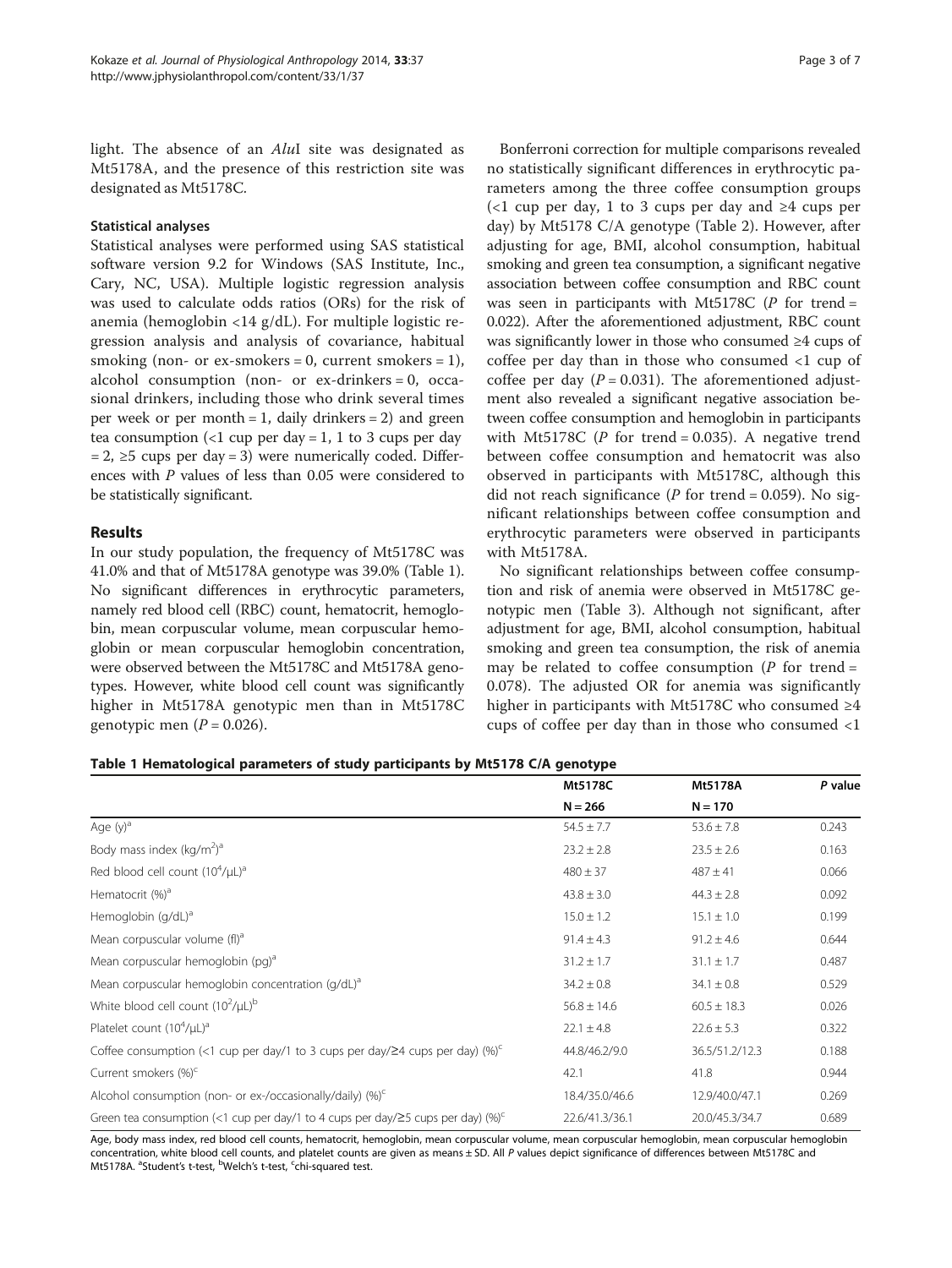light. The absence of an *Alu*I site was designated as Mt5178A, and the presence of this restriction site was designated as Mt5178C.

### Statistical analyses

Statistical analyses were performed using SAS statistical software version 9.2 for Windows (SAS Institute, Inc., Cary, NC, USA). Multiple logistic regression analysis was used to calculate odds ratios (ORs) for the risk of anemia (hemoglobin <14 g/dL). For multiple logistic regression analysis and analysis of covariance, habitual smoking (non- or ex-smokers = 0, current smokers = 1), alcohol consumption (non- or ex-drinkers = 0, occasional drinkers, including those who drink several times per week or per month = 1, daily drinkers = 2) and green tea consumption (<1 cup per day = 1, 1 to 3 cups per day = 2, ≥5 cups per day = 3) were numerically coded. Differences with *P* values of less than 0.05 were considered to be statistically significant.

## Results

In our study population, the frequency of Mt5178C was 41.0% and that of Mt5178A genotype was 39.0% (Table 1). No significant differences in erythrocytic parameters, namely red blood cell (RBC) count, hematocrit, hemoglobin, mean corpuscular volume, mean corpuscular hemoglobin or mean corpuscular hemoglobin concentration, were observed between the Mt5178C and Mt5178A genotypes. However, white blood cell count was significantly higher in Mt5178A genotypic men than in Mt5178C genotypic men (*P* = 0.026).

Bonferroni correction for multiple comparisons revealed no statistically significant differences in erythrocytic parameters among the three coffee consumption groups (<1 cup per day, 1 to 3 cups per day and ≥4 cups per day) by Mt5178 C/A genotype (Table 2). However, after adjusting for age, BMI, alcohol consumption, habitual smoking and green tea consumption, a significant negative association between coffee consumption and RBC count was seen in participants with Mt5178C (*P* for trend = 0.022). After the aforementioned adjustment, RBC count was significantly lower in those who consumed ≥4 cups of coffee per day than in those who consumed <1 cup of coffee per day (*P* = 0.031). The aforementioned adjustment also revealed a significant negative association between coffee consumption and hemoglobin in participants with Mt5178C (*P* for trend = 0.035). A negative trend between coffee consumption and hematocrit was also observed in participants with Mt5178C, although this did not reach significance (*P* for trend = 0.059). No significant relationships between coffee consumption and erythrocytic parameters were observed in participants with Mt5178A.

No significant relationships between coffee consumption and risk of anemia were observed in Mt5178C genotypic men (Table 3). Although not significant, after adjustment for age, BMI, alcohol consumption, habitual smoking and green tea consumption, the risk of anemia may be related to coffee consumption (*P* for trend = 0.078). The adjusted OR for anemia was significantly higher in participants with Mt5178C who consumed ≥4 cups of coffee per day than in those who consumed <1

**Table 1 Hematological parameters of study participants by Mt5178 C/A genotype**

| | Mt5178C | Mt5178A | *P* value |
|---|---|---|---|
| | N = 266 | N = 170 | |
| Age (y)[a] | 54.5 ± 7.7 | 53.6 ± 7.8 | 0.243 |
| Body mass index (kg/m$^2$)[a] | 23.2 ± 2.8 | 23.5 ± 2.6 | 0.163 |
| Red blood cell count (10$^4$/μL)[a] | 480 ± 37 | 487 ± 41 | 0.066 |
| Hematocrit (%)[a] | 43.8 ± 3.0 | 44.3 ± 2.8 | 0.092 |
| Hemoglobin (g/dL)[a] | 15.0 ± 1.2 | 15.1 ± 1.0 | 0.199 |
| Mean corpuscular volume (fl)[a] | 91.4 ± 4.3 | 91.2 ± 4.6 | 0.644 |
| Mean corpuscular hemoglobin (pg)[a] | 31.2 ± 1.7 | 31.1 ± 1.7 | 0.487 |
| Mean corpuscular hemoglobin concentration (g/dL)[a] | 34.2 ± 0.8 | 34.1 ± 0.8 | 0.529 |
| White blood cell count (10$^2$/μL)[b] | 56.8 ± 14.6 | 60.5 ± 18.3 | 0.026 |
| Platelet count (10$^4$/μL)[a] | 22.1 ± 4.8 | 22.6 ± 5.3 | 0.322 |
| Coffee consumption (<1 cup per day/1 to 3 cups per day/≥4 cups per day) (%)[c] | 44.8/46.2/9.0 | 36.5/51.2/12.3 | 0.188 |
| Current smokers (%)[c] | 42.1 | 41.8 | 0.944 |
| Alcohol consumption (non- or ex-/occasionally/daily) (%)[c] | 18.4/35.0/46.6 | 12.9/40.0/47.1 | 0.269 |
| Green tea consumption (<1 cup per day/1 to 4 cups per day/≥5 cups per day) (%)[c] | 22.6/41.3/36.1 | 20.0/45.3/34.7 | 0.689 |

Age, body mass index, red blood cell counts, hematocrit, hemoglobin, mean corpuscular volume, mean corpuscular hemoglobin, mean corpuscular hemoglobin concentration, white blood cell counts, and platelet counts are given as means ± SD. All *P* values depict significance of differences between Mt5178C and Mt5178A. [a]Student's t-test, [b]Welch's t-test, [c]chi-squared test.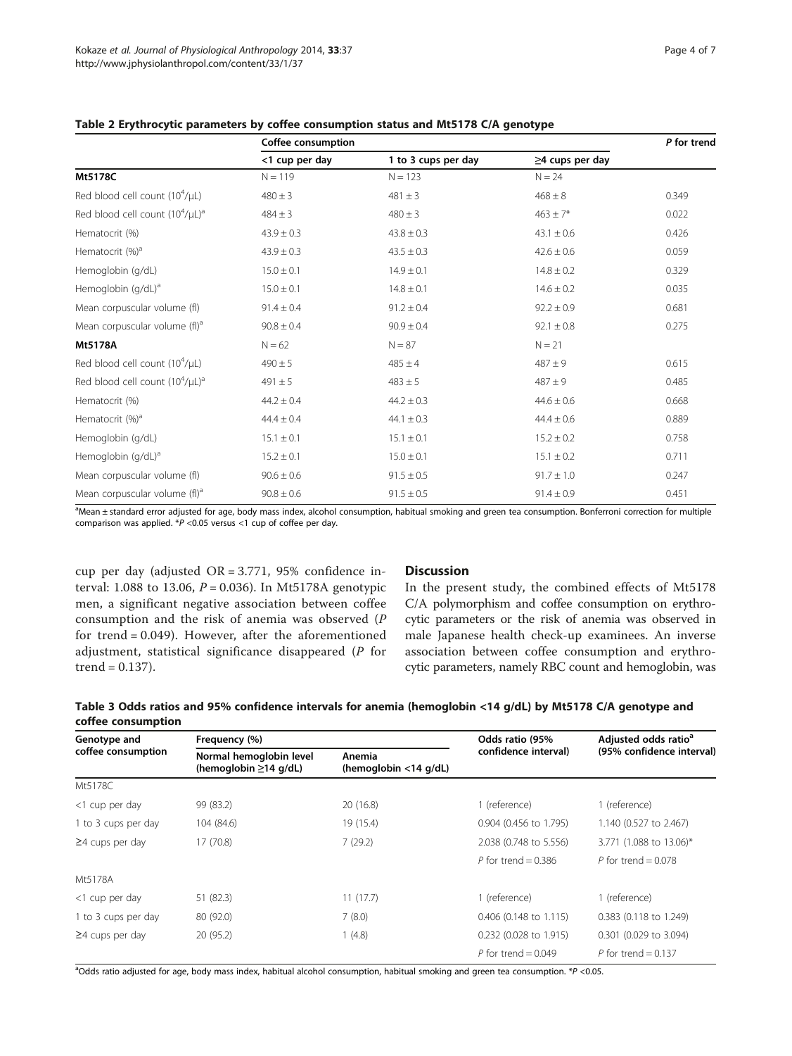**Table 2 Erythrocytic parameters by coffee consumption status and Mt5178 C/A genotype**

| | Coffee consumption | | | P for trend |
|---|---|---|---|---|
| | <1 cup per day | 1 to 3 cups per day | ≥4 cups per day | |
| **Mt5178C** | N = 119 | N = 123 | N = 24 | |
| Red blood cell count ($10^4$/μL) | 480 ± 3 | 481 ± 3 | 468 ± 8 | 0.349 |
| Red blood cell count ($10^4$/μL)[a] | 484 ± 3 | 480 ± 3 | 463 ± 7* | 0.022 |
| Hematocrit (%) | 43.9 ± 0.3 | 43.8 ± 0.3 | 43.1 ± 0.6 | 0.426 |
| Hematocrit (%)[a] | 43.9 ± 0.3 | 43.5 ± 0.3 | 42.6 ± 0.6 | 0.059 |
| Hemoglobin (g/dL) | 15.0 ± 0.1 | 14.9 ± 0.1 | 14.8 ± 0.2 | 0.329 |
| Hemoglobin (g/dL)[a] | 15.0 ± 0.1 | 14.8 ± 0.1 | 14.6 ± 0.2 | 0.035 |
| Mean corpuscular volume (fl) | 91.4 ± 0.4 | 91.2 ± 0.4 | 92.2 ± 0.9 | 0.681 |
| Mean corpuscular volume (fl)[a] | 90.8 ± 0.4 | 90.9 ± 0.4 | 92.1 ± 0.8 | 0.275 |
| **Mt5178A** | N = 62 | N = 87 | N = 21 | |
| Red blood cell count ($10^4$/μL) | 490 ± 5 | 485 ± 4 | 487 ± 9 | 0.615 |
| Red blood cell count ($10^4$/μL)[a] | 491 ± 5 | 483 ± 5 | 487 ± 9 | 0.485 |
| Hematocrit (%) | 44.2 ± 0.4 | 44.2 ± 0.3 | 44.6 ± 0.6 | 0.668 |
| Hematocrit (%)[a] | 44.4 ± 0.4 | 44.1 ± 0.3 | 44.4 ± 0.6 | 0.889 |
| Hemoglobin (g/dL) | 15.1 ± 0.1 | 15.1 ± 0.1 | 15.2 ± 0.2 | 0.758 |
| Hemoglobin (g/dL)[a] | 15.2 ± 0.1 | 15.0 ± 0.1 | 15.1 ± 0.2 | 0.711 |
| Mean corpuscular volume (fl) | 90.6 ± 0.6 | 91.5 ± 0.5 | 91.7 ± 1.0 | 0.247 |
| Mean corpuscular volume (fl)[a] | 90.8 ± 0.6 | 91.5 ± 0.5 | 91.4 ± 0.9 | 0.451 |

[a]Mean ± standard error adjusted for age, body mass index, alcohol consumption, habitual smoking and green tea consumption. Bonferroni correction for multiple comparison was applied. \*$P$ <0.05 versus <1 cup of coffee per day.

cup per day (adjusted OR = 3.771, 95% confidence interval: 1.088 to 13.06, $P$ = 0.036). In Mt5178A genotypic men, a significant negative association between coffee consumption and the risk of anemia was observed ($P$ for trend = 0.049). However, after the aforementioned adjustment, statistical significance disappeared ($P$ for trend = 0.137).

## Discussion

In the present study, the combined effects of Mt5178 C/A polymorphism and coffee consumption on erythrocytic parameters or the risk of anemia was observed in male Japanese health check-up examinees. An inverse association between coffee consumption and erythrocytic parameters, namely RBC count and hemoglobin, was

**Table 3 Odds ratios and 95% confidence intervals for anemia (hemoglobin <14 g/dL) by Mt5178 C/A genotype and coffee consumption**

| Genotype and coffee consumption | Frequency (%) | | Odds ratio (95% confidence interval) | Adjusted odds ratio[a] (95% confidence interval) |
|---|---|---|---|---|
| | Normal hemoglobin level (hemoglobin ≥14 g/dL) | Anemia (hemoglobin <14 g/dL) | | |
| Mt5178C | | | | |
| <1 cup per day | 99 (83.2) | 20 (16.8) | 1 (reference) | 1 (reference) |
| 1 to 3 cups per day | 104 (84.6) | 19 (15.4) | 0.904 (0.456 to 1.795) | 1.140 (0.527 to 2.467) |
| ≥4 cups per day | 17 (70.8) | 7 (29.2) | 2.038 (0.748 to 5.556) | 3.771 (1.088 to 13.06)* |
| | | | $P$ for trend = 0.386 | $P$ for trend = 0.078 |
| Mt5178A | | | | |
| <1 cup per day | 51 (82.3) | 11 (17.7) | 1 (reference) | 1 (reference) |
| 1 to 3 cups per day | 80 (92.0) | 7 (8.0) | 0.406 (0.148 to 1.115) | 0.383 (0.118 to 1.249) |
| ≥4 cups per day | 20 (95.2) | 1 (4.8) | 0.232 (0.028 to 1.915) | 0.301 (0.029 to 3.094) |
| | | | $P$ for trend = 0.049 | $P$ for trend = 0.137 |

[a]Odds ratio adjusted for age, body mass index, habitual alcohol consumption, habitual smoking and green tea consumption. \*$P$ <0.05.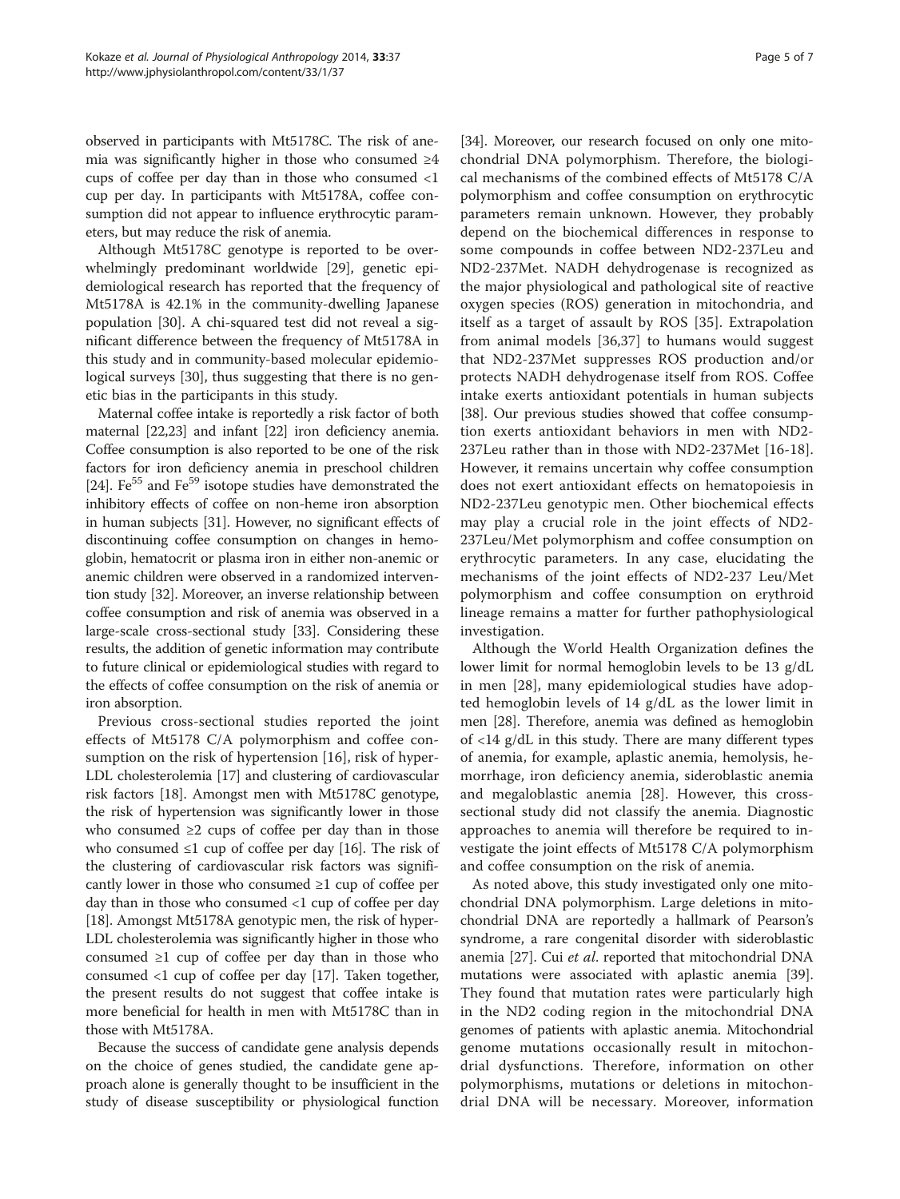observed in participants with Mt5178C. The risk of anemia was significantly higher in those who consumed ≥4 cups of coffee per day than in those who consumed <1 cup per day. In participants with Mt5178A, coffee consumption did not appear to influence erythrocytic parameters, but may reduce the risk of anemia.

Although Mt5178C genotype is reported to be overwhelmingly predominant worldwide [29], genetic epidemiological research has reported that the frequency of Mt5178A is 42.1% in the community-dwelling Japanese population [30]. A chi-squared test did not reveal a significant difference between the frequency of Mt5178A in this study and in community-based molecular epidemiological surveys [30], thus suggesting that there is no genetic bias in the participants in this study.

Maternal coffee intake is reportedly a risk factor of both maternal [22,23] and infant [22] iron deficiency anemia. Coffee consumption is also reported to be one of the risk factors for iron deficiency anemia in preschool children [24]. $Fe^{55}$ and $Fe^{59}$ isotope studies have demonstrated the inhibitory effects of coffee on non-heme iron absorption in human subjects [31]. However, no significant effects of discontinuing coffee consumption on changes in hemoglobin, hematocrit or plasma iron in either non-anemic or anemic children were observed in a randomized intervention study [32]. Moreover, an inverse relationship between coffee consumption and risk of anemia was observed in a large-scale cross-sectional study [33]. Considering these results, the addition of genetic information may contribute to future clinical or epidemiological studies with regard to the effects of coffee consumption on the risk of anemia or iron absorption.

Previous cross-sectional studies reported the joint effects of Mt5178 C/A polymorphism and coffee consumption on the risk of hypertension [16], risk of hyper-LDL cholesterolemia [17] and clustering of cardiovascular risk factors [18]. Amongst men with Mt5178C genotype, the risk of hypertension was significantly lower in those who consumed ≥2 cups of coffee per day than in those who consumed ≤1 cup of coffee per day [16]. The risk of the clustering of cardiovascular risk factors was significantly lower in those who consumed ≥1 cup of coffee per day than in those who consumed <1 cup of coffee per day [18]. Amongst Mt5178A genotypic men, the risk of hyper-LDL cholesterolemia was significantly higher in those who consumed ≥1 cup of coffee per day than in those who consumed <1 cup of coffee per day [17]. Taken together, the present results do not suggest that coffee intake is more beneficial for health in men with Mt5178C than in those with Mt5178A.

Because the success of candidate gene analysis depends on the choice of genes studied, the candidate gene approach alone is generally thought to be insufficient in the study of disease susceptibility or physiological function [34]. Moreover, our research focused on only one mitochondrial DNA polymorphism. Therefore, the biological mechanisms of the combined effects of Mt5178 C/A polymorphism and coffee consumption on erythrocytic parameters remain unknown. However, they probably depend on the biochemical differences in response to some compounds in coffee between ND2-237Leu and ND2-237Met. NADH dehydrogenase is recognized as the major physiological and pathological site of reactive oxygen species (ROS) generation in mitochondria, and itself as a target of assault by ROS [35]. Extrapolation from animal models [36,37] to humans would suggest that ND2-237Met suppresses ROS production and/or protects NADH dehydrogenase itself from ROS. Coffee intake exerts antioxidant potentials in human subjects [38]. Our previous studies showed that coffee consumption exerts antioxidant behaviors in men with ND2-237Leu rather than in those with ND2-237Met [16-18]. However, it remains uncertain why coffee consumption does not exert antioxidant effects on hematopoiesis in ND2-237Leu genotypic men. Other biochemical effects may play a crucial role in the joint effects of ND2-237Leu/Met polymorphism and coffee consumption on erythrocytic parameters. In any case, elucidating the mechanisms of the joint effects of ND2-237 Leu/Met polymorphism and coffee consumption on erythroid lineage remains a matter for further pathophysiological investigation.

Although the World Health Organization defines the lower limit for normal hemoglobin levels to be 13 g/dL in men [28], many epidemiological studies have adopted hemoglobin levels of 14 g/dL as the lower limit in men [28]. Therefore, anemia was defined as hemoglobin of <14 g/dL in this study. There are many different types of anemia, for example, aplastic anemia, hemolysis, hemorrhage, iron deficiency anemia, sideroblastic anemia and megaloblastic anemia [28]. However, this cross-sectional study did not classify the anemia. Diagnostic approaches to anemia will therefore be required to investigate the joint effects of Mt5178 C/A polymorphism and coffee consumption on the risk of anemia.

As noted above, this study investigated only one mitochondrial DNA polymorphism. Large deletions in mitochondrial DNA are reportedly a hallmark of Pearson's syndrome, a rare congenital disorder with sideroblastic anemia [27]. Cui *et al*. reported that mitochondrial DNA mutations were associated with aplastic anemia [39]. They found that mutation rates were particularly high in the ND2 coding region in the mitochondrial DNA genomes of patients with aplastic anemia. Mitochondrial genome mutations occasionally result in mitochondrial dysfunctions. Therefore, information on other polymorphisms, mutations or deletions in mitochondrial DNA will be necessary. Moreover, information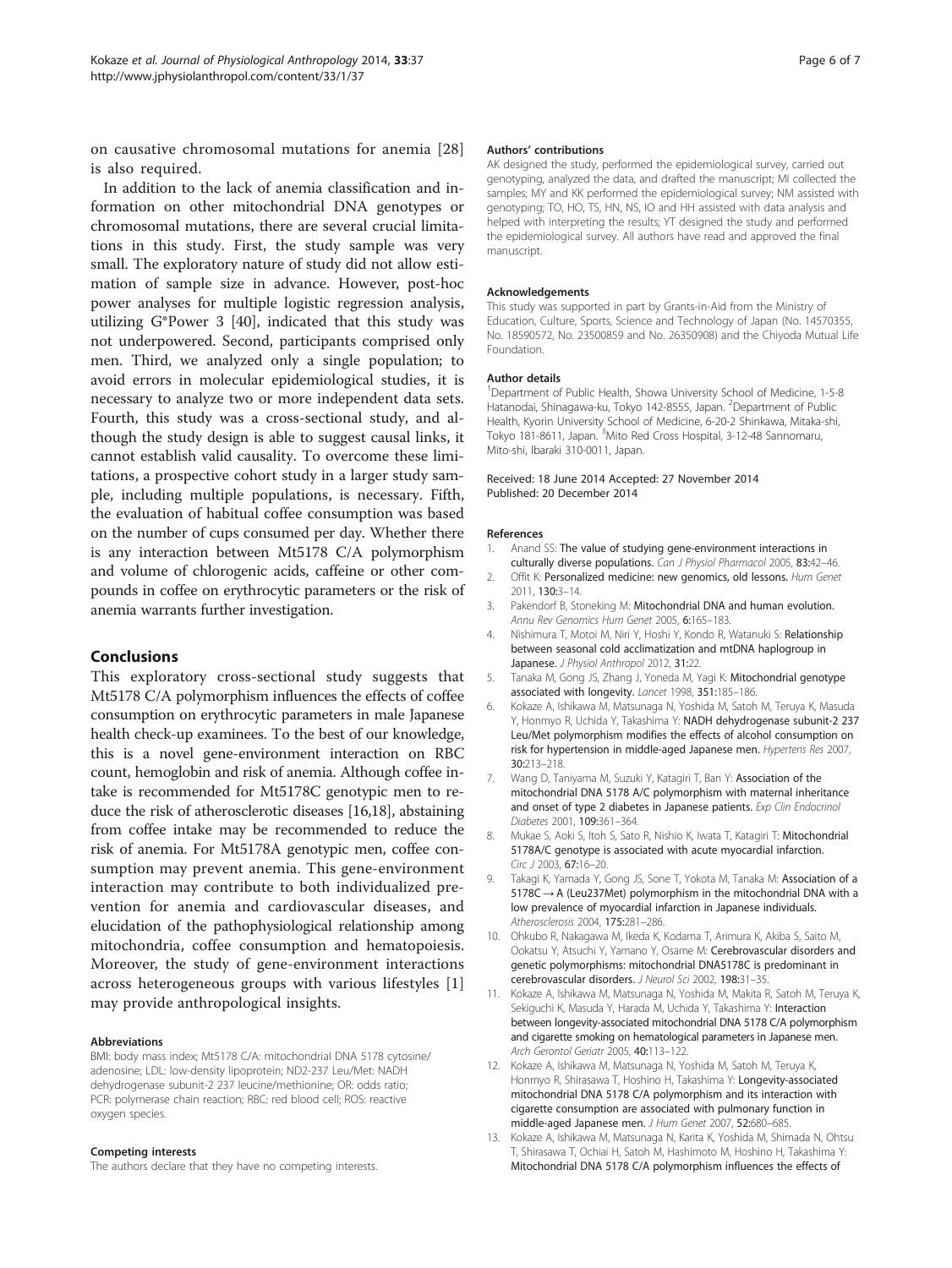on causative chromosomal mutations for anemia [28] is also required.

In addition to the lack of anemia classification and information on other mitochondrial DNA genotypes or chromosomal mutations, there are several crucial limitations in this study. First, the study sample was very small. The exploratory nature of study did not allow estimation of sample size in advance. However, post-hoc power analyses for multiple logistic regression analysis, utilizing G*Power 3 [40], indicated that this study was not underpowered. Second, participants comprised only men. Third, we analyzed only a single population; to avoid errors in molecular epidemiological studies, it is necessary to analyze two or more independent data sets. Fourth, this study was a cross-sectional study, and although the study design is able to suggest causal links, it cannot establish valid causality. To overcome these limitations, a prospective cohort study in a larger study sample, including multiple populations, is necessary. Fifth, the evaluation of habitual coffee consumption was based on the number of cups consumed per day. Whether there is any interaction between Mt5178 C/A polymorphism and volume of chlorogenic acids, caffeine or other compounds in coffee on erythrocytic parameters or the risk of anemia warrants further investigation.

## Conclusions

This exploratory cross-sectional study suggests that Mt5178 C/A polymorphism influences the effects of coffee consumption on erythrocytic parameters in male Japanese health check-up examinees. To the best of our knowledge, this is a novel gene-environment interaction on RBC count, hemoglobin and risk of anemia. Although coffee intake is recommended for Mt5178C genotypic men to reduce the risk of atherosclerotic diseases [16,18], abstaining from coffee intake may be recommended to reduce the risk of anemia. For Mt5178A genotypic men, coffee consumption may prevent anemia. This gene-environment interaction may contribute to both individualized prevention for anemia and cardiovascular diseases, and elucidation of the pathophysiological relationship among mitochondria, coffee consumption and hematopoiesis. Moreover, the study of gene-environment interactions across heterogeneous groups with various lifestyles [1] may provide anthropological insights.

#### Abbreviations

BMI: body mass index; Mt5178 C/A: mitochondrial DNA 5178 cytosine/adenosine; LDL: low-density lipoprotein; ND2-237 Leu/Met: NADH dehydrogenase subunit-2 237 leucine/methionine; OR: odds ratio; PCR: polymerase chain reaction; RBC: red blood cell; ROS: reactive oxygen species.

#### Competing interests

The authors declare that they have no competing interests.

#### Authors' contributions

AK designed the study, performed the epidemiological survey, carried out genotyping, analyzed the data, and drafted the manuscript; MI collected the samples; MY and KK performed the epidemiological survey; NM assisted with genotyping; TO, HO, TS, HN, NS, IO and HH assisted with data analysis and helped with interpreting the results; YT designed the study and performed the epidemiological survey. All authors have read and approved the final manuscript.

#### Acknowledgements

This study was supported in part by Grants-in-Aid from the Ministry of Education, Culture, Sports, Science and Technology of Japan (No. 14570355, No. 18590572, No. 23500859 and No. 26350908) and the Chiyoda Mutual Life Foundation.

#### Author details

[1]Department of Public Health, Showa University School of Medicine, 1-5-8 Hatanodai, Shinagawa-ku, Tokyo 142-8555, Japan. [2]Department of Public Health, Kyorin University School of Medicine, 6-20-2 Shinkawa, Mitaka-shi, Tokyo 181-8611, Japan. [3]Mito Red Cross Hospital, 3-12-48 Sannomaru, Mito-shi, Ibaraki 310-0011, Japan.

Received: 18 June 2014 Accepted: 27 November 2014
Published: 20 December 2014

#### References

1. Anand SS: **The value of studying gene-environment interactions in culturally diverse populations.** *Can J Physiol Pharmacol* 2005, **83:**42–46.
2. Offit K: **Personalized medicine: new genomics, old lessons.** *Hum Genet* 2011, **130:**3–14.
3. Pakendorf B, Stoneking M: **Mitochondrial DNA and human evolution.** *Annu Rev Genomics Hum Genet* 2005, **6:**165–183.
4. Nishimura T, Motoi M, Niri Y, Hoshi Y, Kondo R, Watanuki S: **Relationship between seasonal cold acclimatization and mtDNA haplogroup in Japanese.** *J Physiol Anthropol* 2012, **31:**22.
5. Tanaka M, Gong JS, Zhang J, Yoneda M, Yagi K: **Mitochondrial genotype associated with longevity.** *Lancet* 1998, **351:**185–186.
6. Kokaze A, Ishikawa M, Matsunaga N, Yoshida M, Satoh M, Teruya K, Masuda Y, Honmyo R, Uchida Y, Takashima Y: **NADH dehydrogenase subunit-2 237 Leu/Met polymorphism modifies the effects of alcohol consumption on risk for hypertension in middle-aged Japanese men.** *Hypertens Res* 2007, **30:**213–218.
7. Wang D, Taniyama M, Suzuki Y, Katagiri T, Ban Y: **Association of the mitochondrial DNA 5178 A/C polymorphism with maternal inheritance and onset of type 2 diabetes in Japanese patients.** *Exp Clin Endocrinol Diabetes* 2001, **109:**361–364.
8. Mukae S, Aoki S, Itoh S, Sato R, Nishio K, Iwata T, Katagiri T: **Mitochondrial 5178A/C genotype is associated with acute myocardial infarction.** *Circ J* 2003, **67:**16–20.
9. Takagi K, Yamada Y, Gong JS, Sone T, Yokota M, Tanaka M: **Association of a 5178C → A (Leu237Met) polymorphism in the mitochondrial DNA with a low prevalence of myocardial infarction in Japanese individuals.** *Atherosclerosis* 2004, **175:**281–286.
10. Ohkubo R, Nakagawa M, Ikeda K, Kodama T, Arimura K, Akiba S, Saito M, Ookatsu Y, Atsuchi Y, Yamano Y, Osame M: **Cerebrovascular disorders and genetic polymorphisms: mitochondrial DNA5178C is predominant in cerebrovascular disorders.** *J Neurol Sci* 2002, **198:**31–35.
11. Kokaze A, Ishikawa M, Matsunaga N, Yoshida M, Makita R, Satoh M, Teruya K, Sekiguchi K, Masuda Y, Harada M, Uchida Y, Takashima Y: **Interaction between longevity-associated mitochondrial DNA 5178 C/A polymorphism and cigarette smoking on hematological parameters in Japanese men.** *Arch Gerontol Geriatr* 2005, **40:**113–122.
12. Kokaze A, Ishikawa M, Matsunaga N, Yoshida M, Satoh M, Teruya K, Honmyo R, Shirasawa T, Hoshino H, Takashima Y: **Longevity-associated mitochondrial DNA 5178 C/A polymorphism and its interaction with cigarette consumption are associated with pulmonary function in middle-aged Japanese men.** *J Hum Genet* 2007, **52:**680–685.
13. Kokaze A, Ishikawa M, Matsunaga N, Karita K, Yoshida M, Shimada N, Ohtsu T, Shirasawa T, Ochiai H, Satoh M, Hashimoto M, Hoshino H, Takashima Y: **Mitochondrial DNA 5178 C/A polymorphism influences the effects of**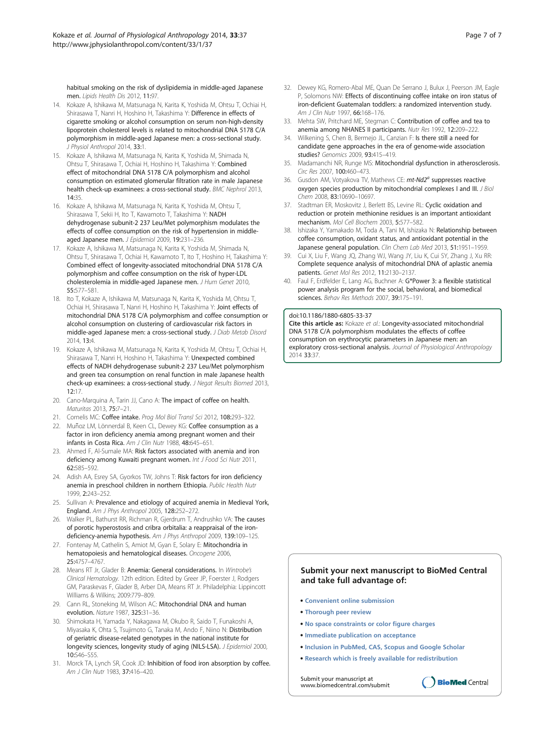habitual smoking on the risk of dyslipidemia in middle-aged Japanese men. *Lipids Health Dis* 2012, **11**:97.

14. Kokaze A, Ishikawa M, Matsunaga N, Karita K, Yoshida M, Ohtsu T, Ochiai H, Shirasawa T, Nanri H, Hoshino H, Takashima Y: **Difference in effects of cigarette smoking or alcohol consumption on serum non-high-density lipoprotein cholesterol levels is related to mitochondrial DNA 5178 C/A polymorphism in middle-aged Japanese men: a cross-sectional study.** *J Physiol Anthropol* 2014, **33**:1.
15. Kokaze A, Ishikawa M, Matsunaga N, Karita K, Yoshida M, Shimada N, Ohtsu T, Shirasawa T, Ochiai H, Hoshino H, Takashima Y: **Combined effect of mitochondrial DNA 5178 C/A polymorphism and alcohol consumption on estimated glomerular filtration rate in male Japanese health check-up examinees: a cross-sectional study.** *BMC Nephrol* 2013, **14**:35.
16. Kokaze A, Ishikawa M, Matsunaga N, Karita K, Yoshida M, Ohtsu T, Shirasawa T, Sekii H, Ito T, Kawamoto T, Takashima Y: **NADH dehydrogenase subunit-2 237 Leu/Met polymorphism modulates the effects of coffee consumption on the risk of hypertension in middle-aged Japanese men.** *J Epidemiol* 2009, **19**:231–236.
17. Kokaze A, Ishikawa M, Matsunaga N, Karita K, Yoshida M, Shimada N, Ohtsu T, Shirasawa T, Ochiai H, Kawamoto T, Ito T, Hoshino H, Takashima Y: **Combined effect of longevity-associated mitochondrial DNA 5178 C/A polymorphism and coffee consumption on the risk of hyper-LDL cholesterolemia in middle-aged Japanese men.** *J Hum Genet* 2010, **55**:577–581.
18. Ito T, Kokaze A, Ishikawa M, Matsunaga N, Karita K, Yoshida M, Ohtsu T, Ochiai H, Shirasawa T, Nanri H, Hoshino H, Takashima Y: **Joint effects of mitochondrial DNA 5178 C/A polymorphism and coffee consumption or alcohol consumption on clustering of cardiovascular risk factors in middle-aged Japanese men: a cross-sectional study.** *J Diab Metab Disord* 2014, **13**:4.
19. Kokaze A, Ishikawa M, Matsunaga N, Karita K, Yoshida M, Ohtsu T, Ochiai H, Shirasawa T, Nanri H, Hoshino H, Takashima Y: **Unexpected combined effects of NADH dehydrogenase subunit-2 237 Leu/Met polymorphism and green tea consumption on renal function in male Japanese health check-up examinees: a cross-sectional study.** *J Negat Results Biomed* 2013, **12**:17.
20. Cano-Marquina A, Tarin JJ, Cano A: **The impact of coffee on health.** *Maturitas* 2013, **75**:7–21.
21. Cornelis MC: **Coffee intake.** *Prog Mol Biol Transl Sci* 2012, **108**:293–322.
22. Muñoz LM, Lönnerdal B, Keen CL, Dewey KG: **Coffee consumption as a factor in iron deficiency anemia among pregnant women and their infants in Costa Rica.** *Am J Clin Nutr* 1988, **48**:645–651.
23. Ahmed F, Al-Sumale MA: **Risk factors associated with anemia and iron deficiency among Kuwaiti pregnant women.** *Int J Food Sci Nutr* 2011, **62**:585–592.
24. Adish AA, Esrey SA, Gyorkos TW, Johns T: **Risk factors for iron deficiency anemia in preschool children in northern Ethiopia.** *Public Health Nutr* 1999, **2**:243–252.
25. Sullivan A: **Prevalence and etiology of acquired anemia in Medieval York, England.** *Am J Phys Anthropol* 2005, **128**:252–272.
26. Walker PL, Bathurst RR, Richman R, Gjerdrum T, Andrushko VA: **The causes of porotic hyperostosis and cribra orbitalia: a reappraisal of the iron-deficiency-anemia hypothesis.** *Am J Phys Anthropol* 2009, **139**:109–125.
27. Fontenay M, Cathelin S, Amiot M, Gyan E, Solary E: **Mitochondria in hematopoiesis and hematological diseases.** *Oncogene* 2006, **25**:4757–4767.
28. Means RT Jr, Glader B: **Anemia: General considerations.** In *Wintrobe's Clinical Hematology*. 12th edition. Edited by Greer JP, Foerster J, Rodgers GM, Paraskevas F, Glader B, Arber DA, Means RT Jr. Philadelphia: Lippincott Williams & Wilkins; 2009:779–809.
29. Cann RL, Stoneking M, Wilson AC: **Mitochondrial DNA and human evolution.** *Nature* 1987, **325**:31–36.
30. Shimokata H, Yamada Y, Nakagawa M, Okubo R, Saido T, Funakoshi A, Miyasaka K, Ohta S, Tsujimoto G, Tanaka M, Ando F, Niino N: **Distribution of geriatric disease-related genotypes in the national institute for longevity sciences, longevity study of aging (NILS-LSA).** *J Epidemiol* 2000, **10**:S46–S55.
31. Morck TA, Lynch SR, Cook JD: **Inhibition of food iron absorption by coffee.** *Am J Clin Nutr* 1983, **37**:416–420.
32. Dewey KG, Romero-Abal ME, Quan De Serrano J, Bulux J, Peerson JM, Eagle P, Solomons NW: **Effects of discontinuing coffee intake on iron status of iron-deficient Guatemalan toddlers: a randomized intervention study.** *Am J Clin Nutr* 1997, **66**:168–176.
33. Mehta SW, Pritchard ME, Stegman C: **Contribution of coffee and tea to anemia among NHANES II participants.** *Nutr Res* 1992, **12**:209–222.
34. Wilkening S, Chen B, Bermejo JL, Canzian F: **Is there still a need for candidate gene approaches in the era of genome-wide association studies?** *Genomics* 2009, **93**:415–419.
35. Madamanchi NR, Runge MS: **Mitochondrial dysfunction in atherosclerosis.** *Circ Res* 2007, **100**:460–473.
36. Gusdon AM, Votyakova TV, Mathews CE: ***mt-Nd2**[a]* **suppresses reactive oxygen species production by mitochondrial complexes I and III.** *J Biol Chem* 2008, **83**:10690–10697.
37. Stadtman ER, Moskovitz J, Berlett BS, Levine RL: **Cyclic oxidation and reduction or protein methionine residues is an important antioxidant mechanism.** *Mol Cell Biochem* 2003, **5**:577–582.
38. Ishizaka Y, Yamakado M, Toda A, Tani M, Ishizaka N: **Relationship between coffee consumption, oxidant status, and antioxidant potential in the Japanese general population.** *Clin Chem Lab Med* 2013, **51**:1951–1959.
39. Cui X, Liu F, Wang JQ, Zhang WJ, Wang JY, Liu K, Cui SY, Zhang J, Xu RR: **Complete sequence analysis of mitochondrial DNA of aplastic anemia patients.** *Genet Mol Res* 2012, **11**:2130–2137.
40. Faul F, Erdfelder E, Lang AG, Buchner A: **G*Power 3: a flexible statistical power analysis program for the social, behavioral, and biomedical sciences.** *Behav Res Methods* 2007, **39**:175–191.

doi:10.1186/1880-6805-33-37

**Cite this article as:** Kokaze *et al.*: Longevity-associated mitochondrial DNA 5178 C/A polymorphism modulates the effects of coffee consumption on erythrocytic parameters in Japanese men: an exploratory cross-sectional analysis. *Journal of Physiological Anthropology* 2014 **33**:37.

**Submit your next manuscript to BioMed Central and take full advantage of:**

- **Convenient online submission**
- **Thorough peer review**
- **No space constraints or color figure charges**
- **Immediate publication on acceptance**
- **Inclusion in PubMed, CAS, Scopus and Google Scholar**
- **Research which is freely available for redistribution**

Submit your manuscript at
www.biomedcentral.com/submit

BioMed Central